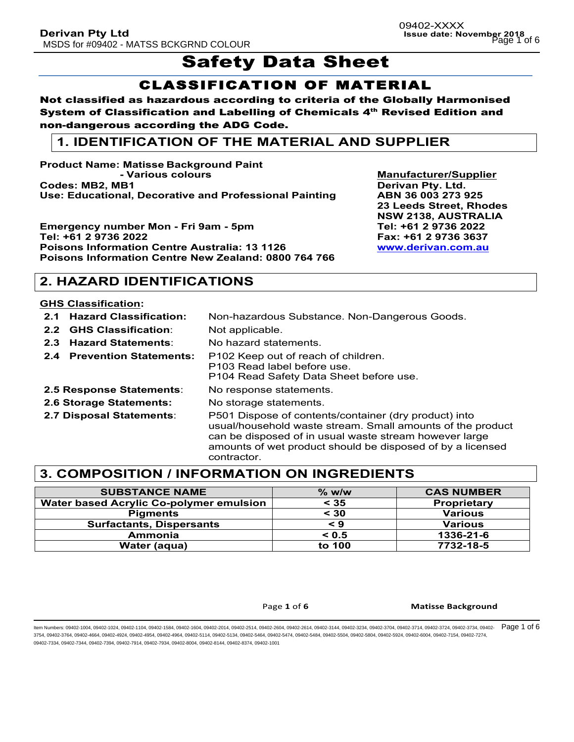# Safety Data Sheet

## CLASSIFICATION OF MATERIAL

**Not classified as hazardous according to criteria of the Globally Harmonised System of Classification and Labelling of Chemicals 4th Revised Edition and non-dangerous according the ADG Code.**

## 1. IDENTIFICATION OF THE MATERIAL AND SUPPLIER

**Product Name: Matisse Background Paint**
**- Various colours**
**Codes: MB2, MB1**
**Use: Educational, Decorative and Professional Painting**

**Emergency number Mon - Fri 9am - 5pm**
**Tel: +61 2 9736 2022**
**Poisons Information Centre Australia: 13 1126**
**Poisons Information Centre New Zealand: 0800 764 766**

**Manufacturer/Supplier**
**Derivan Pty. Ltd.**
**ABN 36 003 273 925**
**23 Leeds Street, Rhodes**
**NSW 2138, AUSTRALIA**
**Tel: +61 2 9736 2022**
**Fax: +61 2 9736 3637**
**www.derivan.com.au**

## 2. HAZARD IDENTIFICATIONS

**GHS Classification:**

| | |
|---|---|
| **2.1 Hazard Classification:** | Non-hazardous Substance. Non-Dangerous Goods. |
| **2.2 GHS Classification:** | Not applicable. |
| **2.3 Hazard Statements:** | No hazard statements. |
| **2.4 Prevention Statements:** | P102 Keep out of reach of children.<br>P103 Read label before use.<br>P104 Read Safety Data Sheet before use. |
| **2.5 Response Statements:** | No response statements. |
| **2.6 Storage Statements:** | No storage statements. |
| **2.7 Disposal Statements:** | P501 Dispose of contents/container (dry product) into usual/household waste stream. Small amounts of the product can be disposed of in usual waste stream however large amounts of wet product should be disposed of by a licensed contractor. |

## 3. COMPOSITION / INFORMATION ON INGREDIENTS

| SUBSTANCE NAME | % w/w | CAS NUMBER |
|---|---|---|
| Water based Acrylic Co-polymer emulsion | < 35 | Proprietary |
| Pigments | < 30 | Various |
| Surfactants, Dispersants | < 9 | Various |
| Ammonia | < 0.5 | 1336-21-6 |
| Water (aqua) | to 100 | 7732-18-5 |

Item Numbers: 09402-1004, 09402-1024, 09402-1104, 09402-1584, 09402-1604, 09402-2014, 09402-2514, 09402-2604, 09402-2614, 09402-3144, 09402-3234, 09402-3704, 09402-3714, 09402-3724, 09402-3734, 09402-3754, 09402-3764, 09402-4664, 09402-4924, 09402-4954, 09402-4964, 09402-5114, 09402-5134, 09402-5464, 09402-5474, 09402-5484, 09402-5504, 09402-5804, 09402-5924, 09402-6004, 09402-7154, 09402-7274, 09402-7334, 09402-7344, 09402-7394, 09402-7914, 09402-7934, 09402-8004, 09402-8144, 09402-8374, 09402-1001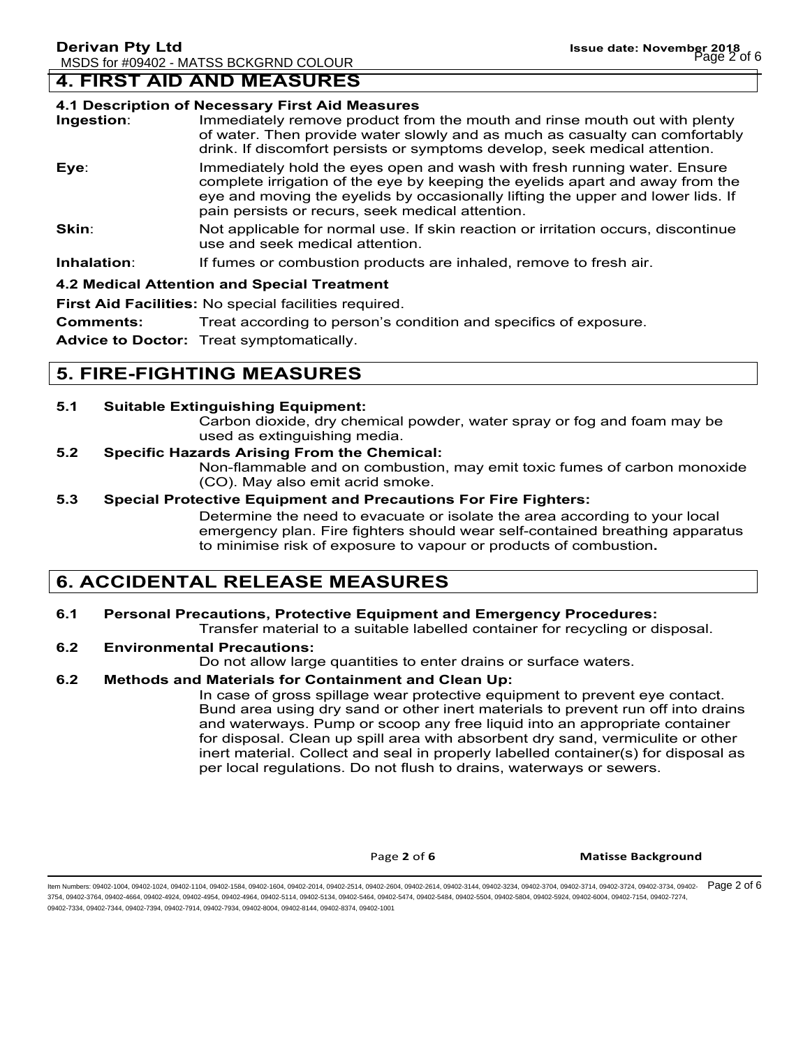# 4. FIRST AID AND MEASURES

### 4.1 Description of Necessary First Aid Measures

**Ingestion**: Immediately remove product from the mouth and rinse mouth out with plenty of water. Then provide water slowly and as much as casualty can comfortably drink. If discomfort persists or symptoms develop, seek medical attention.

**Eye**: Immediately hold the eyes open and wash with fresh running water. Ensure complete irrigation of the eye by keeping the eyelids apart and away from the eye and moving the eyelids by occasionally lifting the upper and lower lids. If pain persists or recurs, seek medical attention.

**Skin**: Not applicable for normal use. If skin reaction or irritation occurs, discontinue use and seek medical attention.

**Inhalation**: If fumes or combustion products are inhaled, remove to fresh air.

### 4.2 Medical Attention and Special Treatment

**First Aid Facilities:** No special facilities required.

**Comments:** Treat according to person's condition and specifics of exposure.

**Advice to Doctor:** Treat symptomatically.

# 5. FIRE-FIGHTING MEASURES

**5.1 Suitable Extinguishing Equipment:**

Carbon dioxide, dry chemical powder, water spray or fog and foam may be used as extinguishing media.

**5.2 Specific Hazards Arising From the Chemical:**

Non-flammable and on combustion, may emit toxic fumes of carbon monoxide (CO). May also emit acrid smoke.

**5.3 Special Protective Equipment and Precautions For Fire Fighters:**

Determine the need to evacuate or isolate the area according to your local emergency plan. Fire fighters should wear self-contained breathing apparatus to minimise risk of exposure to vapour or products of combustion**.**

# 6. ACCIDENTAL RELEASE MEASURES

**6.1 Personal Precautions, Protective Equipment and Emergency Procedures:**

Transfer material to a suitable labelled container for recycling or disposal.

**6.2 Environmental Precautions:**

Do not allow large quantities to enter drains or surface waters.

**6.2 Methods and Materials for Containment and Clean Up:**

In case of gross spillage wear protective equipment to prevent eye contact. Bund area using dry sand or other inert materials to prevent run off into drains and waterways. Pump or scoop any free liquid into an appropriate container for disposal. Clean up spill area with absorbent dry sand, vermiculite or other inert material. Collect and seal in properly labelled container(s) for disposal as per local regulations. Do not flush to drains, waterways or sewers.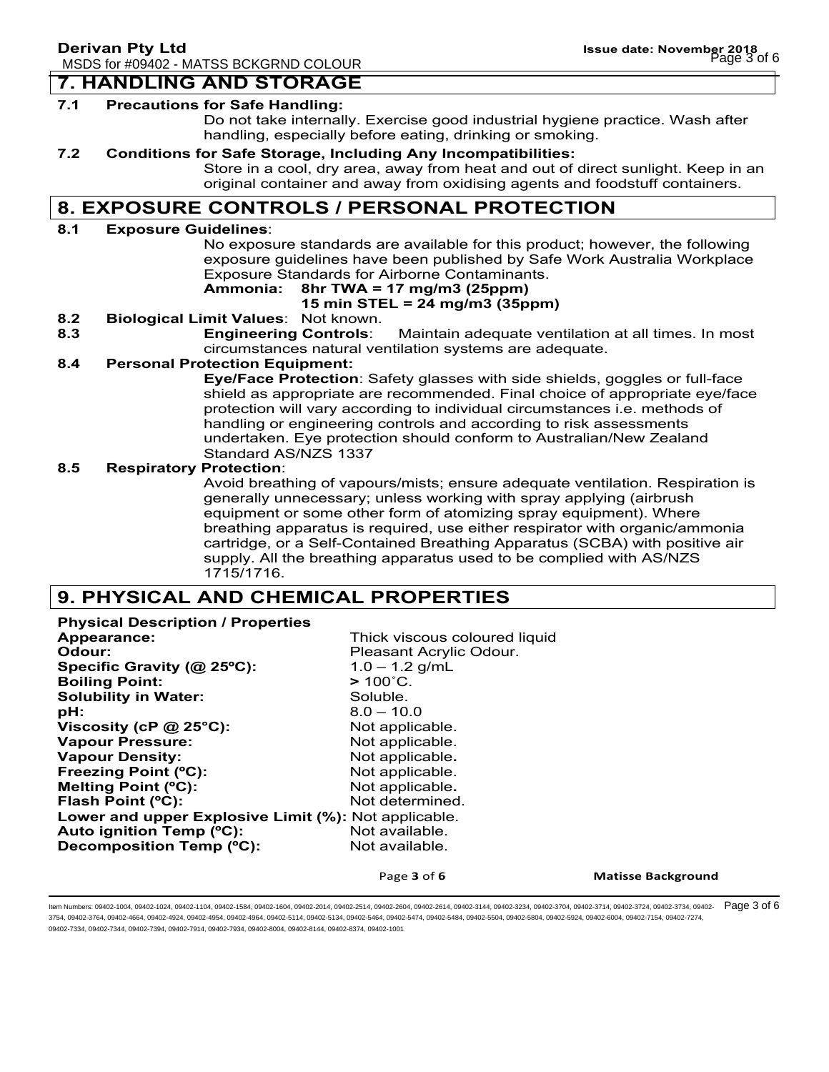## 7. HANDLING AND STORAGE

**7.1 Precautions for Safe Handling:**

Do not take internally. Exercise good industrial hygiene practice. Wash after handling, especially before eating, drinking or smoking.

**7.2 Conditions for Safe Storage, Including Any Incompatibilities:**

Store in a cool, dry area, away from heat and out of direct sunlight. Keep in an original container and away from oxidising agents and foodstuff containers.

## 8. EXPOSURE CONTROLS / PERSONAL PROTECTION

**8.1 Exposure Guidelines**:

No exposure standards are available for this product; however, the following exposure guidelines have been published by Safe Work Australia Workplace Exposure Standards for Airborne Contaminants.

**Ammonia: 8hr TWA = 17 mg/m3 (25ppm)**
**15 min STEL = 24 mg/m3 (35ppm)**

**8.2 Biological Limit Values**: Not known.

**8.3 Engineering Controls**: Maintain adequate ventilation at all times. In most circumstances natural ventilation systems are adequate.

**8.4 Personal Protection Equipment:**

**Eye/Face Protection**: Safety glasses with side shields, goggles or full-face shield as appropriate are recommended. Final choice of appropriate eye/face protection will vary according to individual circumstances i.e. methods of handling or engineering controls and according to risk assessments undertaken. Eye protection should conform to Australian/New Zealand Standard AS/NZS 1337

**8.5 Respiratory Protection**:

Avoid breathing of vapours/mists; ensure adequate ventilation. Respiration is generally unnecessary; unless working with spray applying (airbrush equipment or some other form of atomizing spray equipment). Where breathing apparatus is required, use either respirator with organic/ammonia cartridge, or a Self-Contained Breathing Apparatus (SCBA) with positive air supply. All the breathing apparatus used to be complied with AS/NZS 1715/1716.

## 9. PHYSICAL AND CHEMICAL PROPERTIES

**Physical Description / Properties**

| | |
|---|---|
| **Appearance:** | Thick viscous coloured liquid |
| **Odour:** | Pleasant Acrylic Odour. |
| **Specific Gravity (@ 25ºC):** | 1.0 – 1.2 g/mL |
| **Boiling Point:** | **>** 100˚C. |
| **Solubility in Water:** | Soluble. |
| **pH:** | 8.0 – 10.0 |
| **Viscosity (cP @ 25°C):** | Not applicable. |
| **Vapour Pressure:** | Not applicable. |
| **Vapour Density:** | Not applicable. |
| **Freezing Point (ºC):** | Not applicable. |
| **Melting Point (ºC):** | Not applicable. |
| **Flash Point (ºC):** | Not determined. |
| **Lower and upper Explosive Limit (%):** | Not applicable. |
| **Auto ignition Temp (ºC):** | Not available. |
| **Decomposition Temp (ºC):** | Not available. |

Item Numbers: 09402-1004, 09402-1024, 09402-1104, 09402-1584, 09402-1604, 09402-2014, 09402-2514, 09402-2604, 09402-2614, 09402-3144, 09402-3234, 09402-3704, 09402-3714, 09402-3724, 09402-3734, 09402-3754, 09402-3764, 09402-4664, 09402-4924, 09402-4954, 09402-4964, 09402-5114, 09402-5134, 09402-5464, 09402-5474, 09402-5484, 09402-5504, 09402-5804, 09402-5924, 09402-6004, 09402-7154, 09402-7274, 09402-7334, 09402-7344, 09402-7394, 09402-7914, 09402-7934, 09402-8004, 09402-8144, 09402-8374, 09402-1001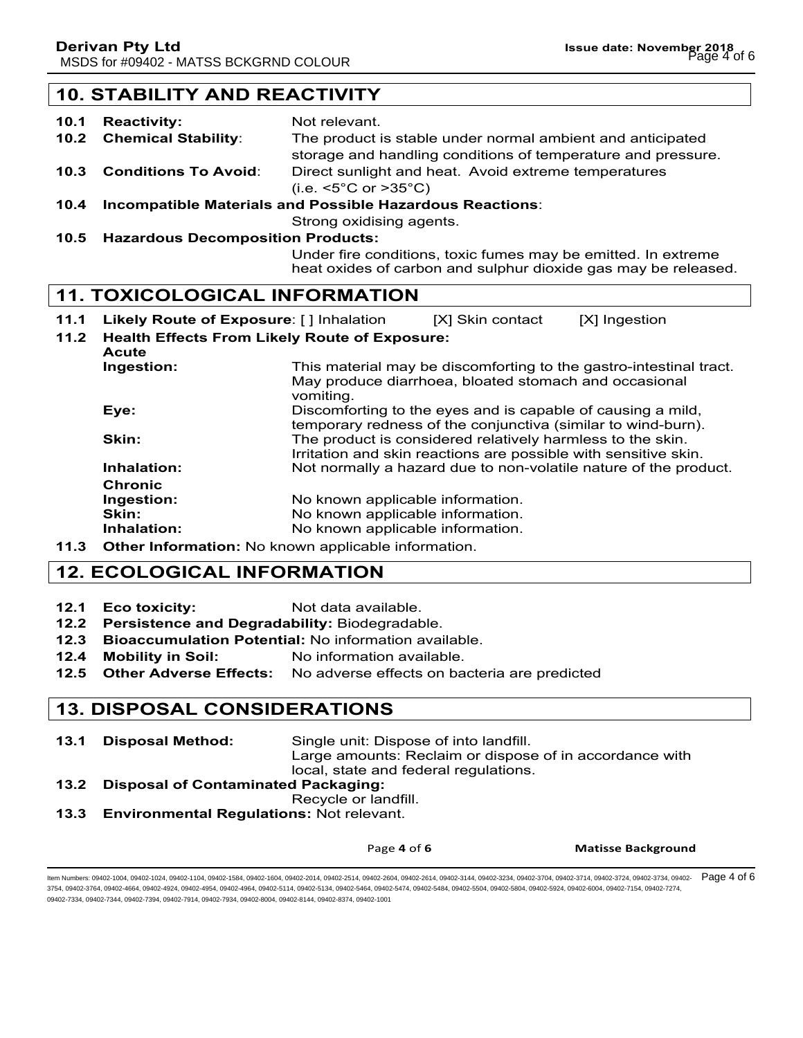## 10. STABILITY AND REACTIVITY

**10.1 Reactivity:** Not relevant.

**10.2 Chemical Stability:** The product is stable under normal ambient and anticipated storage and handling conditions of temperature and pressure.

**10.3 Conditions To Avoid:** Direct sunlight and heat. Avoid extreme temperatures (i.e. <5°C or >35°C)

**10.4 Incompatible Materials and Possible Hazardous Reactions:**
Strong oxidising agents.

**10.5 Hazardous Decomposition Products:**
Under fire conditions, toxic fumes may be emitted. In extreme heat oxides of carbon and sulphur dioxide gas may be released.

## 11. TOXICOLOGICAL INFORMATION

**11.1 Likely Route of Exposure**: [ ] Inhalation [X] Skin contact [X] Ingestion

**11.2 Health Effects From Likely Route of Exposure:**

**Acute**

**Ingestion:** This material may be discomforting to the gastro-intestinal tract. May produce diarrhoea, bloated stomach and occasional vomiting.

**Eye:** Discomforting to the eyes and is capable of causing a mild, temporary redness of the conjunctiva (similar to wind-burn).

**Skin:** The product is considered relatively harmless to the skin. Irritation and skin reactions are possible with sensitive skin.

**Inhalation:** Not normally a hazard due to non-volatile nature of the product.

**Chronic**

**Ingestion:** No known applicable information.

**Skin:** No known applicable information.

**Inhalation:** No known applicable information.

**11.3 Other Information:** No known applicable information.

## 12. ECOLOGICAL INFORMATION

**12.1 Eco toxicity:** Not data available.

**12.2 Persistence and Degradability:** Biodegradable.

**12.3 Bioaccumulation Potential:** No information available.

**12.4 Mobility in Soil:** No information available.

**12.5 Other Adverse Effects:** No adverse effects on bacteria are predicted

## 13. DISPOSAL CONSIDERATIONS

**13.1 Disposal Method:** Single unit: Dispose of into landfill.
Large amounts: Reclaim or dispose of in accordance with local, state and federal regulations.

**13.2 Disposal of Contaminated Packaging:**
Recycle or landfill.

**13.3 Environmental Regulations:** Not relevant.

Item Numbers: 09402-1004, 09402-1024, 09402-1104, 09402-1584, 09402-1604, 09402-2014, 09402-2514, 09402-2604, 09402-2614, 09402-3144, 09402-3234, 09402-3704, 09402-3714, 09402-3724, 09402-3734, 09402-3754, 09402-3764, 09402-4664, 09402-4924, 09402-4954, 09402-4964, 09402-5114, 09402-5134, 09402-5464, 09402-5474, 09402-5484, 09402-5504, 09402-5804, 09402-5924, 09402-6004, 09402-7154, 09402-7274, 09402-7334, 09402-7344, 09402-7394, 09402-7914, 09402-7934, 09402-8004, 09402-8144, 09402-8374, 09402-1001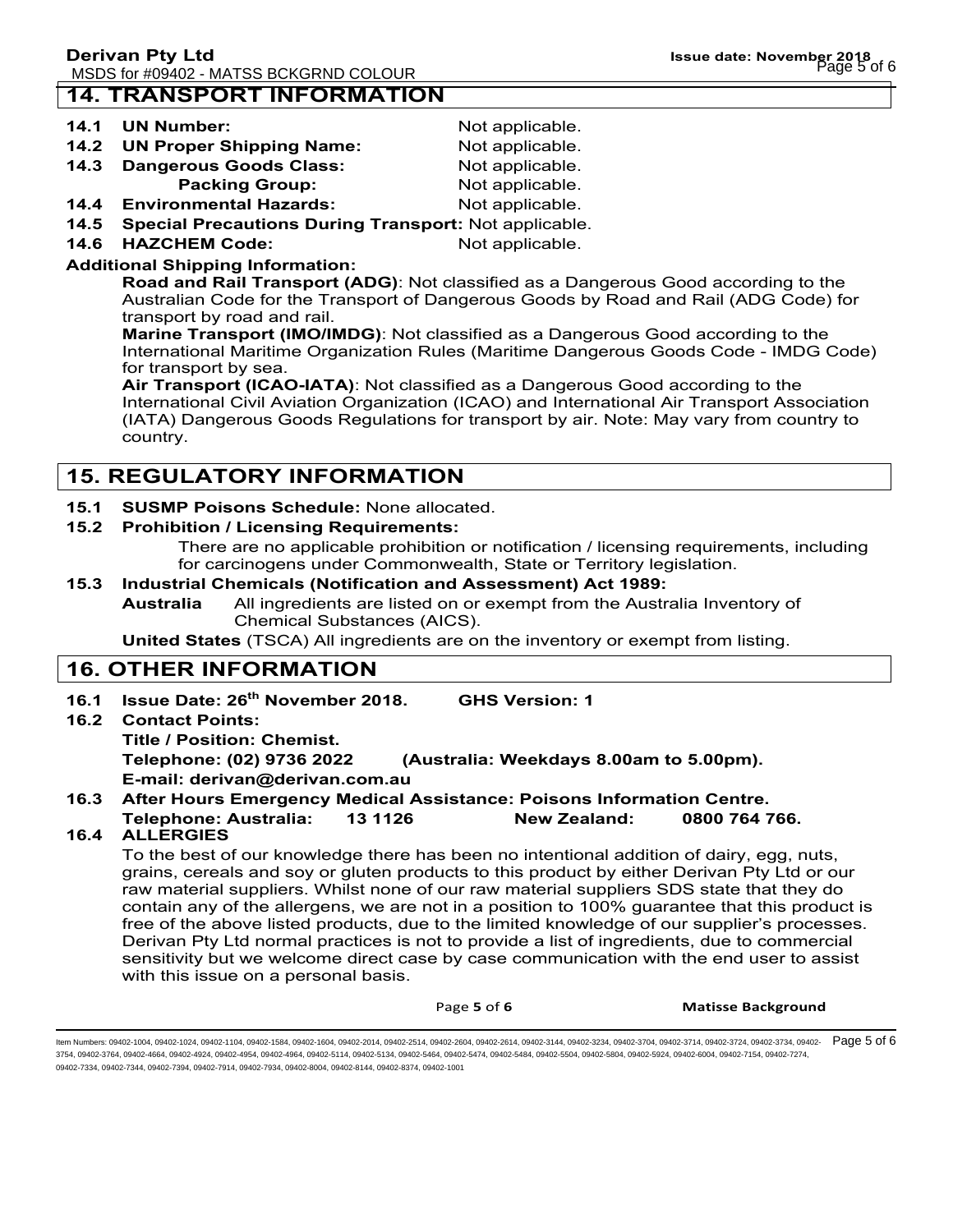## 14. TRANSPORT INFORMATION

**14.1 UN Number:** Not applicable.

**14.2 UN Proper Shipping Name:** Not applicable.

**14.3 Dangerous Goods Class:** Not applicable.

**Packing Group:** Not applicable.

**14.4 Environmental Hazards:** Not applicable.

**14.5 Special Precautions During Transport:** Not applicable.

**14.6 HAZCHEM Code:** Not applicable.

**Additional Shipping Information:**

**Road and Rail Transport (ADG)**: Not classified as a Dangerous Good according to the Australian Code for the Transport of Dangerous Goods by Road and Rail (ADG Code) for transport by road and rail.

**Marine Transport (IMO/IMDG)**: Not classified as a Dangerous Good according to the International Maritime Organization Rules (Maritime Dangerous Goods Code - IMDG Code) for transport by sea.

**Air Transport (ICAO-IATA)**: Not classified as a Dangerous Good according to the International Civil Aviation Organization (ICAO) and International Air Transport Association (IATA) Dangerous Goods Regulations for transport by air. Note: May vary from country to country.

## 15. REGULATORY INFORMATION

**15.1 SUSMP Poisons Schedule:** None allocated.

**15.2 Prohibition / Licensing Requirements:**

There are no applicable prohibition or notification / licensing requirements, including for carcinogens under Commonwealth, State or Territory legislation.

**15.3 Industrial Chemicals (Notification and Assessment) Act 1989:**

**Australia** All ingredients are listed on or exempt from the Australia Inventory of Chemical Substances (AICS).

**United States** (TSCA) All ingredients are on the inventory or exempt from listing.

## 16. OTHER INFORMATION

**16.1 Issue Date: 26th November 2018. GHS Version: 1**

**16.2 Contact Points:**

**Title / Position: Chemist.**

**Telephone: (02) 9736 2022 (Australia: Weekdays 8.00am to 5.00pm).**

**E-mail: derivan@derivan.com.au**

**16.3 After Hours Emergency Medical Assistance: Poisons Information Centre.**

**Telephone: Australia: 13 1126 New Zealand: 0800 764 766.**

**16.4 ALLERGIES**

To the best of our knowledge there has been no intentional addition of dairy, egg, nuts, grains, cereals and soy or gluten products to this product by either Derivan Pty Ltd or our raw material suppliers. Whilst none of our raw material suppliers SDS state that they do contain any of the allergens, we are not in a position to 100% guarantee that this product is free of the above listed products, due to the limited knowledge of our supplier's processes. Derivan Pty Ltd normal practices is not to provide a list of ingredients, due to commercial sensitivity but we welcome direct case by case communication with the end user to assist with this issue on a personal basis.

Item Numbers: 09402-1004, 09402-1024, 09402-1104, 09402-1584, 09402-1604, 09402-2014, 09402-2514, 09402-2604, 09402-2614, 09402-3144, 09402-3234, 09402-3704, 09402-3714, 09402-3724, 09402-3734, 09402-3754, 09402-3764, 09402-4664, 09402-4924, 09402-4954, 09402-4964, 09402-5114, 09402-5134, 09402-5464, 09402-5474, 09402-5484, 09402-5504, 09402-5804, 09402-5924, 09402-6004, 09402-7154, 09402-7274, 09402-7334, 09402-7344, 09402-7394, 09402-7914, 09402-7934, 09402-8004, 09402-8144, 09402-8374, 09402-1001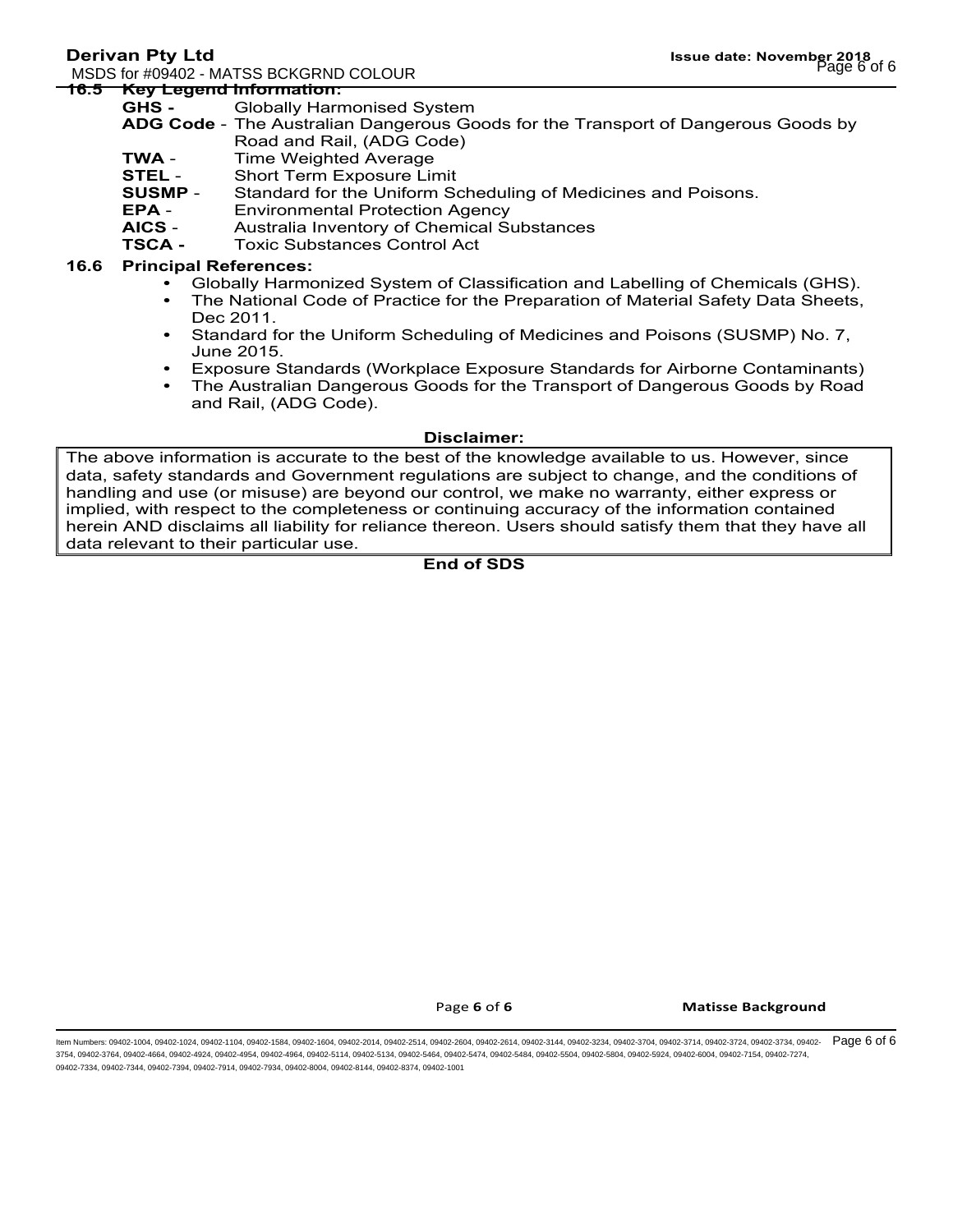### 16.5 Key Legend Information:

**GHS -** Globally Harmonised System
**ADG Code** - The Australian Dangerous Goods for the Transport of Dangerous Goods by Road and Rail, (ADG Code)
**TWA** - Time Weighted Average
**STEL** - Short Term Exposure Limit
**SUSMP** - Standard for the Uniform Scheduling of Medicines and Poisons.
**EPA** - Environmental Protection Agency
**AICS** - Australia Inventory of Chemical Substances
**TSCA -** Toxic Substances Control Act

### 16.6 Principal References:

- Globally Harmonized System of Classification and Labelling of Chemicals (GHS).
- The National Code of Practice for the Preparation of Material Safety Data Sheets, Dec 2011.
- Standard for the Uniform Scheduling of Medicines and Poisons (SUSMP) No. 7, June 2015.
- Exposure Standards (Workplace Exposure Standards for Airborne Contaminants)
- The Australian Dangerous Goods for the Transport of Dangerous Goods by Road and Rail, (ADG Code).

**Disclaimer:**

The above information is accurate to the best of the knowledge available to us. However, since data, safety standards and Government regulations are subject to change, and the conditions of handling and use (or misuse) are beyond our control, we make no warranty, either express or implied, with respect to the completeness or continuing accuracy of the information contained herein AND disclaims all liability for reliance thereon. Users should satisfy them that they have all data relevant to their particular use.

**End of SDS**

Item Numbers: 09402-1004, 09402-1024, 09402-1104, 09402-1584, 09402-1604, 09402-2014, 09402-2514, 09402-2604, 09402-2614, 09402-3144, 09402-3234, 09402-3704, 09402-3714, 09402-3724, 09402-3734, 09402-3754, 09402-3764, 09402-4664, 09402-4924, 09402-4954, 09402-4964, 09402-5114, 09402-5134, 09402-5464, 09402-5474, 09402-5484, 09402-5504, 09402-5804, 09402-5924, 09402-6004, 09402-7154, 09402-7274, 09402-7334, 09402-7344, 09402-7394, 09402-7914, 09402-7934, 09402-8004, 09402-8144, 09402-8374, 09402-1001